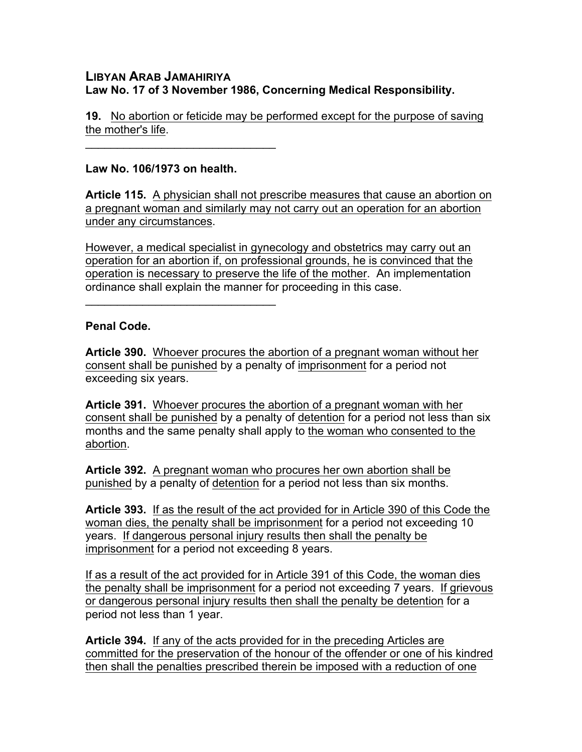**LIBYAN ARAB JAMAHIRIYA**
**Law No. 17 of 3 November 1986, Concerning Medical Responsibility.**

**19.** No abortion or feticide may be performed except for the purpose of saving the mother's life.

______________________________

**Law No. 106/1973 on health.**

**Article 115.** A physician shall not prescribe measures that cause an abortion on a pregnant woman and similarly may not carry out an operation for an abortion under any circumstances.

However, a medical specialist in gynecology and obstetrics may carry out an operation for an abortion if, on professional grounds, he is convinced that the operation is necessary to preserve the life of the mother. An implementation ordinance shall explain the manner for proceeding in this case.

______________________________

**Penal Code.**

**Article 390.** Whoever procures the abortion of a pregnant woman without her consent shall be punished by a penalty of imprisonment for a period not exceeding six years.

**Article 391.** Whoever procures the abortion of a pregnant woman with her consent shall be punished by a penalty of detention for a period not less than six months and the same penalty shall apply to the woman who consented to the abortion.

**Article 392.** A pregnant woman who procures her own abortion shall be punished by a penalty of detention for a period not less than six months.

**Article 393.** If as the result of the act provided for in Article 390 of this Code the woman dies, the penalty shall be imprisonment for a period not exceeding 10 years. If dangerous personal injury results then shall the penalty be imprisonment for a period not exceeding 8 years.

If as a result of the act provided for in Article 391 of this Code, the woman dies the penalty shall be imprisonment for a period not exceeding 7 years. If grievous or dangerous personal injury results then shall the penalty be detention for a period not less than 1 year.

**Article 394.** If any of the acts provided for in the preceding Articles are committed for the preservation of the honour of the offender or one of his kindred then shall the penalties prescribed therein be imposed with a reduction of one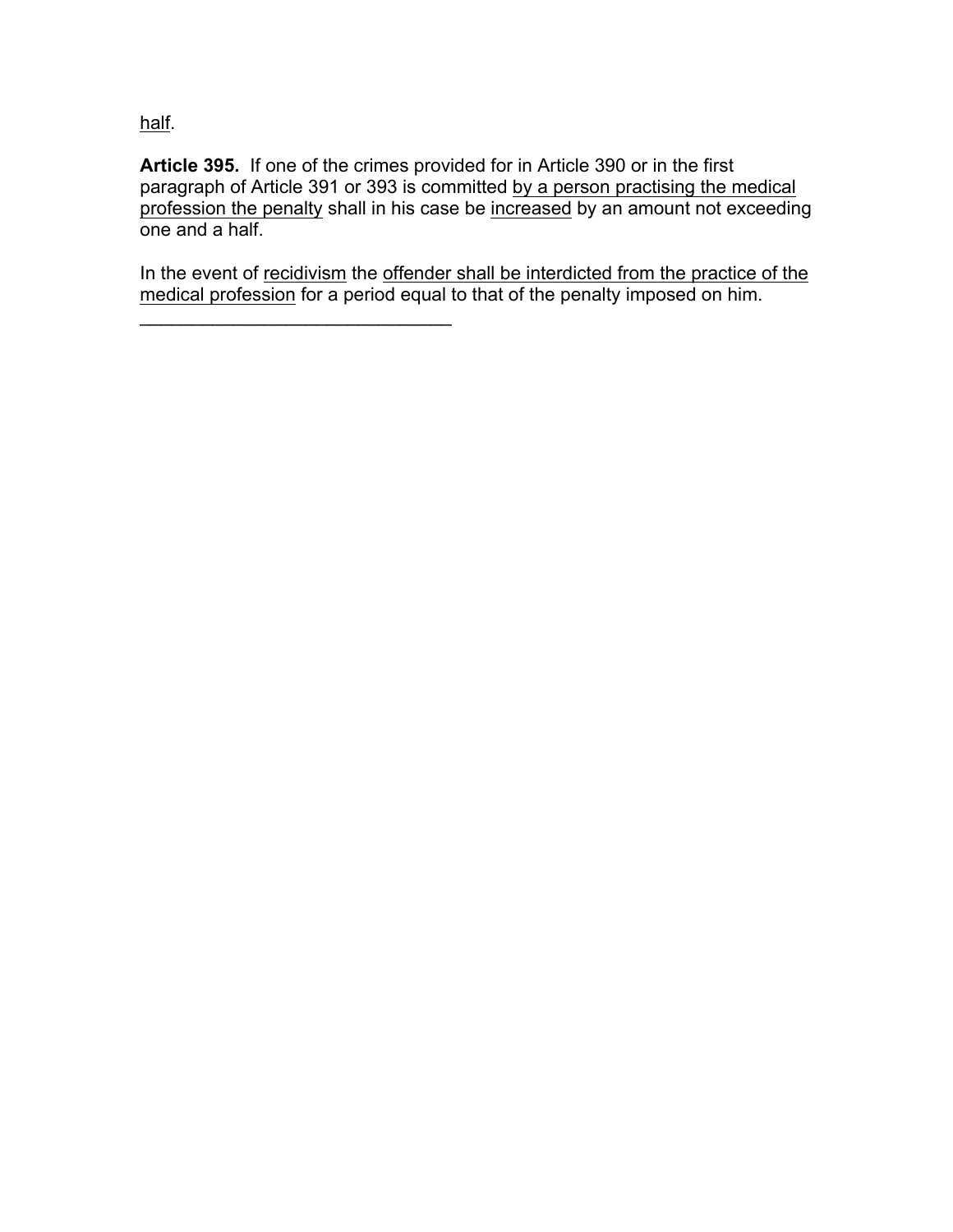half.

**Article 395.** If one of the crimes provided for in Article 390 or in the first paragraph of Article 391 or 393 is committed by a person practising the medical profession the penalty shall in his case be increased by an amount not exceeding one and a half.

In the event of recidivism the offender shall be interdicted from the practice of the medical profession for a period equal to that of the penalty imposed on him.

---